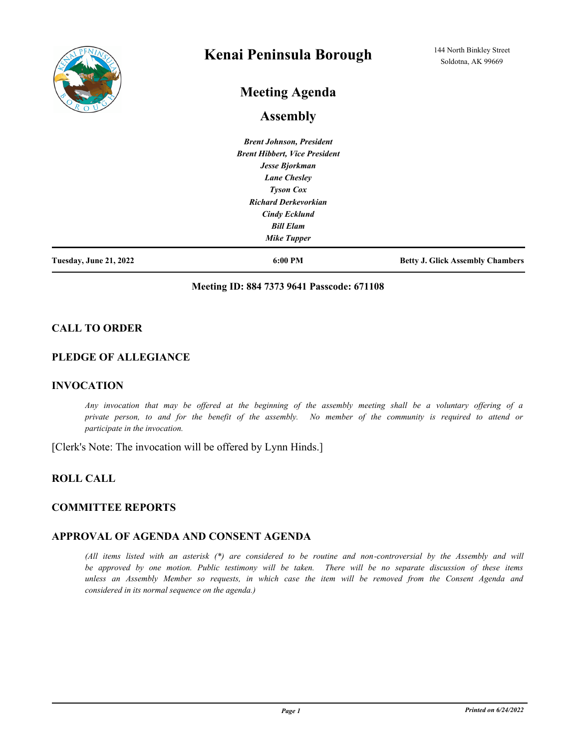# Kenai Peninsula Borough

144 North Binkley Street
Soldotna, AK 99669

## Meeting Agenda

## Assembly

*Brent Johnson, President*
*Brent Hibbert, Vice President*
*Jesse Bjorkman*
*Lane Chesley*
*Tyson Cox*
*Richard Derkevorkian*
*Cindy Ecklund*
*Bill Elam*
*Mike Tupper*

**Tuesday, June 21, 2022** | **6:00 PM** | **Betty J. Glick Assembly Chambers**

**Meeting ID: 884 7373 9641 Passcode: 671108**

### CALL TO ORDER

### PLEDGE OF ALLEGIANCE

### INVOCATION

*Any invocation that may be offered at the beginning of the assembly meeting shall be a voluntary offering of a private person, to and for the benefit of the assembly. No member of the community is required to attend or participate in the invocation.*

[Clerk's Note: The invocation will be offered by Lynn Hinds.]

### ROLL CALL

### COMMITTEE REPORTS

### APPROVAL OF AGENDA AND CONSENT AGENDA

*(All items listed with an asterisk (*) are considered to be routine and non-controversial by the Assembly and will be approved by one motion. Public testimony will be taken. There will be no separate discussion of these items unless an Assembly Member so requests, in which case the item will be removed from the Consent Agenda and considered in its normal sequence on the agenda.)*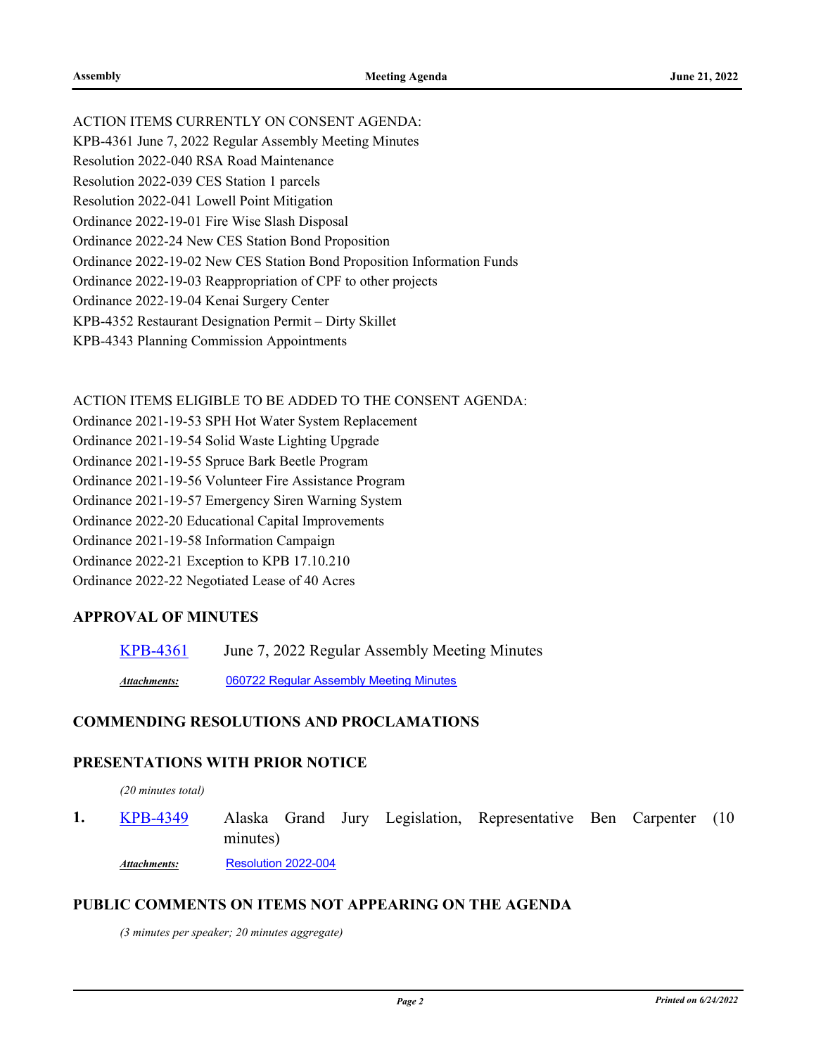ACTION ITEMS CURRENTLY ON CONSENT AGENDA:
KPB-4361 June 7, 2022 Regular Assembly Meeting Minutes
Resolution 2022-040 RSA Road Maintenance
Resolution 2022-039 CES Station 1 parcels
Resolution 2022-041 Lowell Point Mitigation
Ordinance 2022-19-01 Fire Wise Slash Disposal
Ordinance 2022-24 New CES Station Bond Proposition
Ordinance 2022-19-02 New CES Station Bond Proposition Information Funds
Ordinance 2022-19-03 Reappropriation of CPF to other projects
Ordinance 2022-19-04 Kenai Surgery Center
KPB-4352 Restaurant Designation Permit – Dirty Skillet
KPB-4343 Planning Commission Appointments

ACTION ITEMS ELIGIBLE TO BE ADDED TO THE CONSENT AGENDA:
Ordinance 2021-19-53 SPH Hot Water System Replacement
Ordinance 2021-19-54 Solid Waste Lighting Upgrade
Ordinance 2021-19-55 Spruce Bark Beetle Program
Ordinance 2021-19-56 Volunteer Fire Assistance Program
Ordinance 2021-19-57 Emergency Siren Warning System
Ordinance 2022-20 Educational Capital Improvements
Ordinance 2021-19-58 Information Campaign
Ordinance 2022-21 Exception to KPB 17.10.210
Ordinance 2022-22 Negotiated Lease of 40 Acres

## APPROVAL OF MINUTES

KPB-4361 June 7, 2022 Regular Assembly Meeting Minutes

*Attachments:* 060722 Regular Assembly Meeting Minutes

## COMMENDING RESOLUTIONS AND PROCLAMATIONS

## PRESENTATIONS WITH PRIOR NOTICE

*(20 minutes total)*

**1.** KPB-4349 Alaska Grand Jury Legislation, Representative Ben Carpenter (10 minutes)

*Attachments:* Resolution 2022-004

## PUBLIC COMMENTS ON ITEMS NOT APPEARING ON THE AGENDA

*(3 minutes per speaker; 20 minutes aggregate)*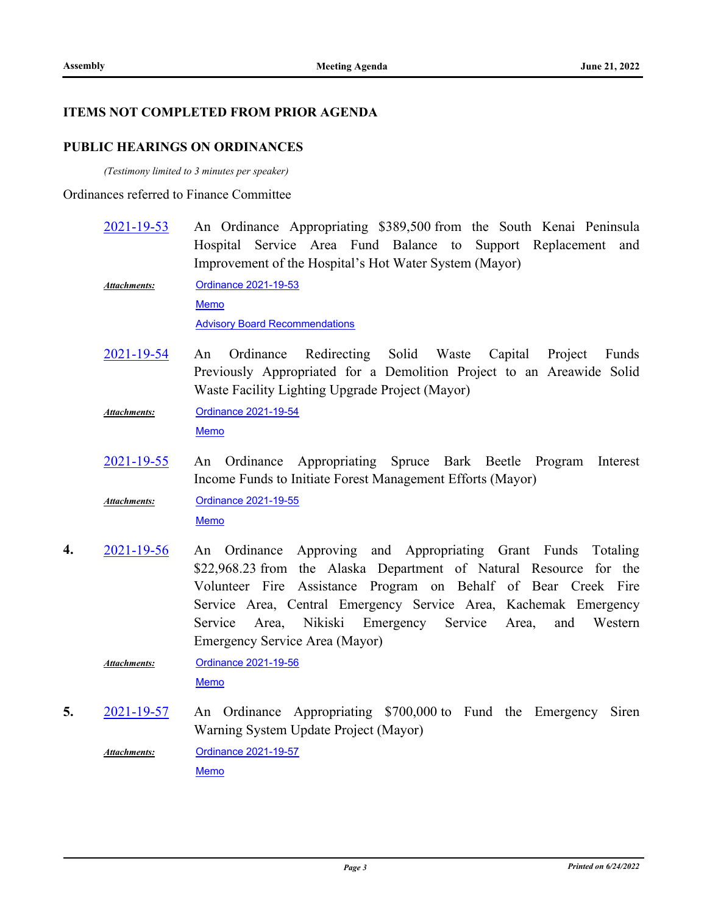## ITEMS NOT COMPLETED FROM PRIOR AGENDA

## PUBLIC HEARINGS ON ORDINANCES

*(Testimony limited to 3 minutes per speaker)*

Ordinances referred to Finance Committee

[2021-19-53](#) An Ordinance Appropriating $389,500 from the South Kenai Peninsula Hospital Service Area Fund Balance to Support Replacement and Improvement of the Hospital's Hot Water System (Mayor)

***Attachments:*** [Ordinance 2021-19-53](#)
[Memo](#)
[Advisory Board Recommendations](#)

[2021-19-54](#) An Ordinance Redirecting Solid Waste Capital Project Funds Previously Appropriated for a Demolition Project to an Areawide Solid Waste Facility Lighting Upgrade Project (Mayor)

***Attachments:*** [Ordinance 2021-19-54](#)
[Memo](#)

[2021-19-55](#) An Ordinance Appropriating Spruce Bark Beetle Program Interest Income Funds to Initiate Forest Management Efforts (Mayor)

***Attachments:*** [Ordinance 2021-19-55](#)
[Memo](#)

**4.** [2021-19-56](#) An Ordinance Approving and Appropriating Grant Funds Totaling $22,968.23 from the Alaska Department of Natural Resource for the Volunteer Fire Assistance Program on Behalf of Bear Creek Fire Service Area, Central Emergency Service Area, Kachemak Emergency Service Area, Nikiski Emergency Service Area, and Western Emergency Service Area (Mayor)

***Attachments:*** [Ordinance 2021-19-56](#)
[Memo](#)

**5.** [2021-19-57](#) An Ordinance Appropriating $700,000 to Fund the Emergency Siren Warning System Update Project (Mayor)

***Attachments:*** [Ordinance 2021-19-57](#)
[Memo](#)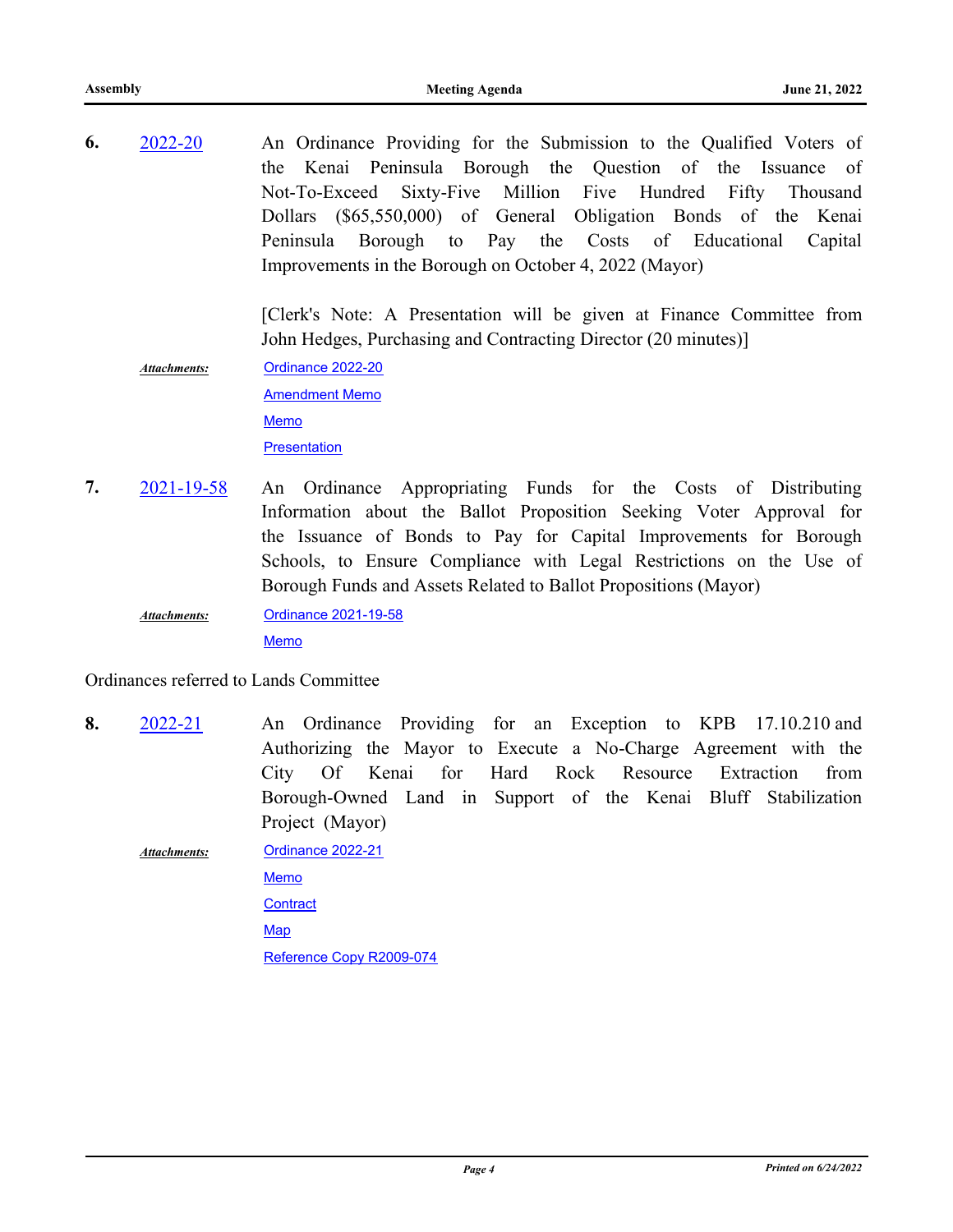**6.** [2022-20] An Ordinance Providing for the Submission to the Qualified Voters of the Kenai Peninsula Borough the Question of the Issuance of Not-To-Exceed Sixty-Five Million Five Hundred Fifty Thousand Dollars ($65,550,000) of General Obligation Bonds of the Kenai Peninsula Borough to Pay the Costs of Educational Capital Improvements in the Borough on October 4, 2022 (Mayor)

[Clerk's Note: A Presentation will be given at Finance Committee from John Hedges, Purchasing and Contracting Director (20 minutes)]

***Attachments:***
- Ordinance 2022-20
- Amendment Memo
- Memo
- Presentation

**7.** [2021-19-58] An Ordinance Appropriating Funds for the Costs of Distributing Information about the Ballot Proposition Seeking Voter Approval for the Issuance of Bonds to Pay for Capital Improvements for Borough Schools, to Ensure Compliance with Legal Restrictions on the Use of Borough Funds and Assets Related to Ballot Propositions (Mayor)

***Attachments:***
- Ordinance 2021-19-58
- Memo

Ordinances referred to Lands Committee

**8.** [2022-21] An Ordinance Providing for an Exception to KPB 17.10.210 and Authorizing the Mayor to Execute a No-Charge Agreement with the City Of Kenai for Hard Rock Resource Extraction from Borough-Owned Land in Support of the Kenai Bluff Stabilization Project (Mayor)

***Attachments:***
- Ordinance 2022-21
- Memo
- Contract
- Map
- Reference Copy R2009-074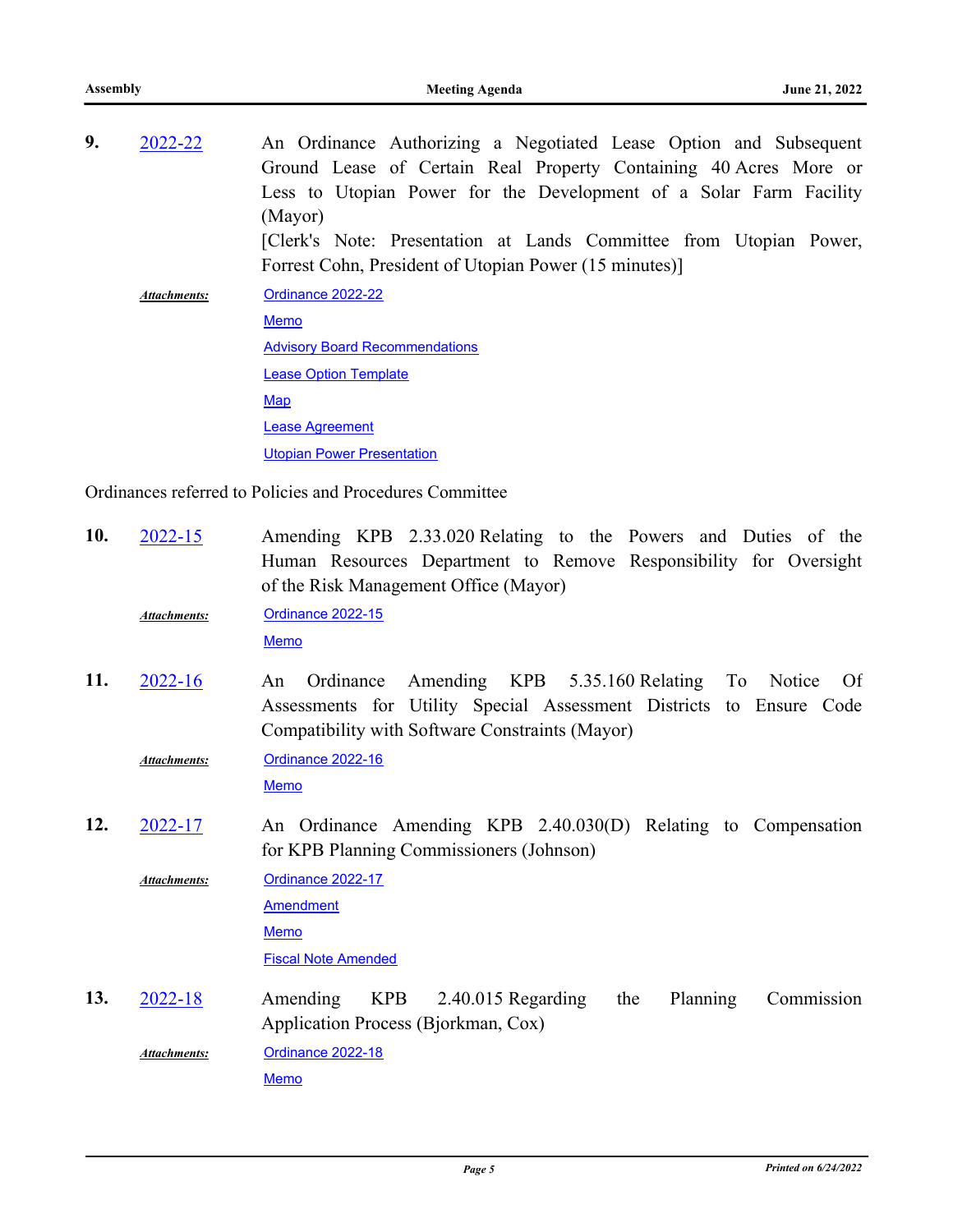**9.** 2022-22 An Ordinance Authorizing a Negotiated Lease Option and Subsequent Ground Lease of Certain Real Property Containing 40 Acres More or Less to Utopian Power for the Development of a Solar Farm Facility (Mayor)

[Clerk's Note: Presentation at Lands Committee from Utopian Power, Forrest Cohn, President of Utopian Power (15 minutes)]

***Attachments:***
- Ordinance 2022-22
- Memo
- Advisory Board Recommendations
- Lease Option Template
- Map
- Lease Agreement
- Utopian Power Presentation

Ordinances referred to Policies and Procedures Committee

**10.** 2022-15 Amending KPB 2.33.020 Relating to the Powers and Duties of the Human Resources Department to Remove Responsibility for Oversight of the Risk Management Office (Mayor)

***Attachments:***
- Ordinance 2022-15
- Memo

**11.** 2022-16 An Ordinance Amending KPB 5.35.160 Relating To Notice Of Assessments for Utility Special Assessment Districts to Ensure Code Compatibility with Software Constraints (Mayor)

***Attachments:***
- Ordinance 2022-16
- Memo

**12.** 2022-17 An Ordinance Amending KPB 2.40.030(D) Relating to Compensation for KPB Planning Commissioners (Johnson)

***Attachments:***
- Ordinance 2022-17
- Amendment
- Memo
- Fiscal Note Amended

**13.** 2022-18 Amending KPB 2.40.015 Regarding the Planning Commission Application Process (Bjorkman, Cox)

***Attachments:***
- Ordinance 2022-18
- Memo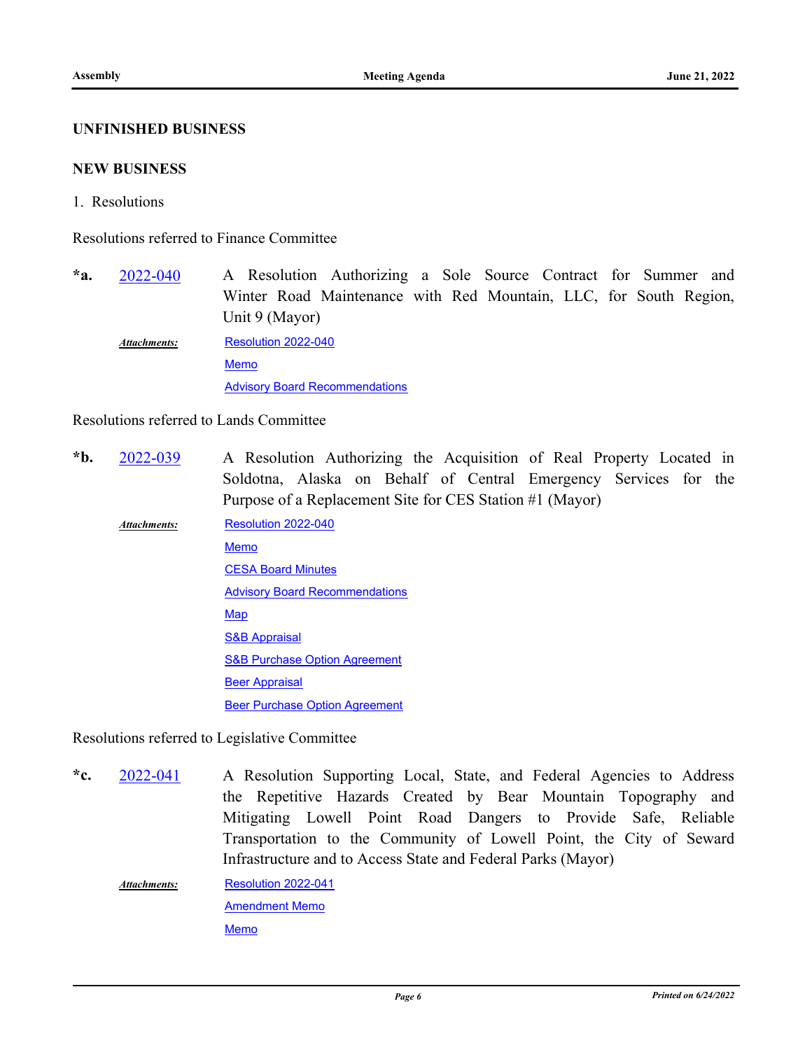## UNFINISHED BUSINESS

## NEW BUSINESS

1. Resolutions

Resolutions referred to Finance Committee

**\*a.** 2022-040 A Resolution Authorizing a Sole Source Contract for Summer and Winter Road Maintenance with Red Mountain, LLC, for South Region, Unit 9 (Mayor)

***Attachments:*** Resolution 2022-040
Memo
Advisory Board Recommendations

Resolutions referred to Lands Committee

**\*b.** 2022-039 A Resolution Authorizing the Acquisition of Real Property Located in Soldotna, Alaska on Behalf of Central Emergency Services for the Purpose of a Replacement Site for CES Station #1 (Mayor)

***Attachments:*** Resolution 2022-040
Memo
CESA Board Minutes
Advisory Board Recommendations
Map
S&B Appraisal
S&B Purchase Option Agreement
Beer Appraisal
Beer Purchase Option Agreement

Resolutions referred to Legislative Committee

**\*c.** 2022-041 A Resolution Supporting Local, State, and Federal Agencies to Address the Repetitive Hazards Created by Bear Mountain Topography and Mitigating Lowell Point Road Dangers to Provide Safe, Reliable Transportation to the Community of Lowell Point, the City of Seward Infrastructure and to Access State and Federal Parks (Mayor)

***Attachments:*** Resolution 2022-041
Amendment Memo
Memo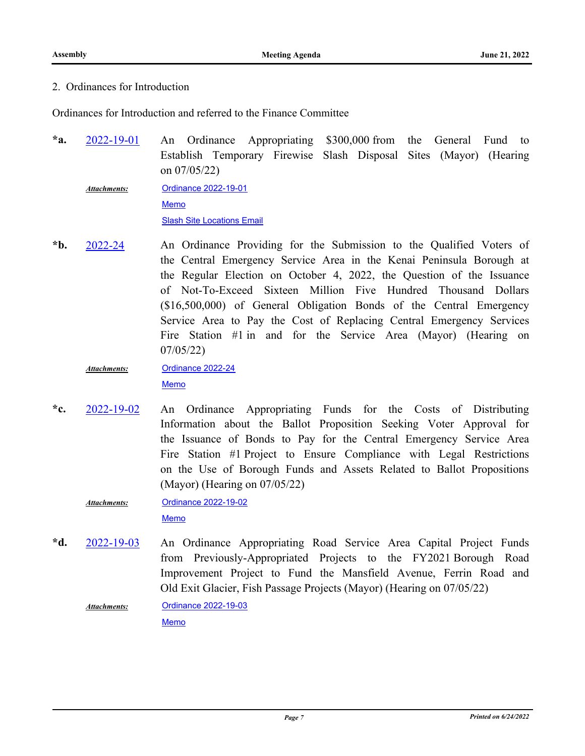2. Ordinances for Introduction

Ordinances for Introduction and referred to the Finance Committee

**\*a.** 2022-19-01 An Ordinance Appropriating $300,000 from the General Fund to Establish Temporary Firewise Slash Disposal Sites (Mayor) (Hearing on 07/05/22)

*Attachments:* Ordinance 2022-19-01
Memo
Slash Site Locations Email

**\*b.** 2022-24 An Ordinance Providing for the Submission to the Qualified Voters of the Central Emergency Service Area in the Kenai Peninsula Borough at the Regular Election on October 4, 2022, the Question of the Issuance of Not-To-Exceed Sixteen Million Five Hundred Thousand Dollars ($16,500,000) of General Obligation Bonds of the Central Emergency Service Area to Pay the Cost of Replacing Central Emergency Services Fire Station #1 in and for the Service Area (Mayor) (Hearing on 07/05/22)

*Attachments:* Ordinance 2022-24
Memo

**\*c.** 2022-19-02 An Ordinance Appropriating Funds for the Costs of Distributing Information about the Ballot Proposition Seeking Voter Approval for the Issuance of Bonds to Pay for the Central Emergency Service Area Fire Station #1 Project to Ensure Compliance with Legal Restrictions on the Use of Borough Funds and Assets Related to Ballot Propositions (Mayor) (Hearing on 07/05/22)

*Attachments:* Ordinance 2022-19-02
Memo

**\*d.** 2022-19-03 An Ordinance Appropriating Road Service Area Capital Project Funds from Previously-Appropriated Projects to the FY2021 Borough Road Improvement Project to Fund the Mansfield Avenue, Ferrin Road and Old Exit Glacier, Fish Passage Projects (Mayor) (Hearing on 07/05/22)

*Attachments:* Ordinance 2022-19-03
Memo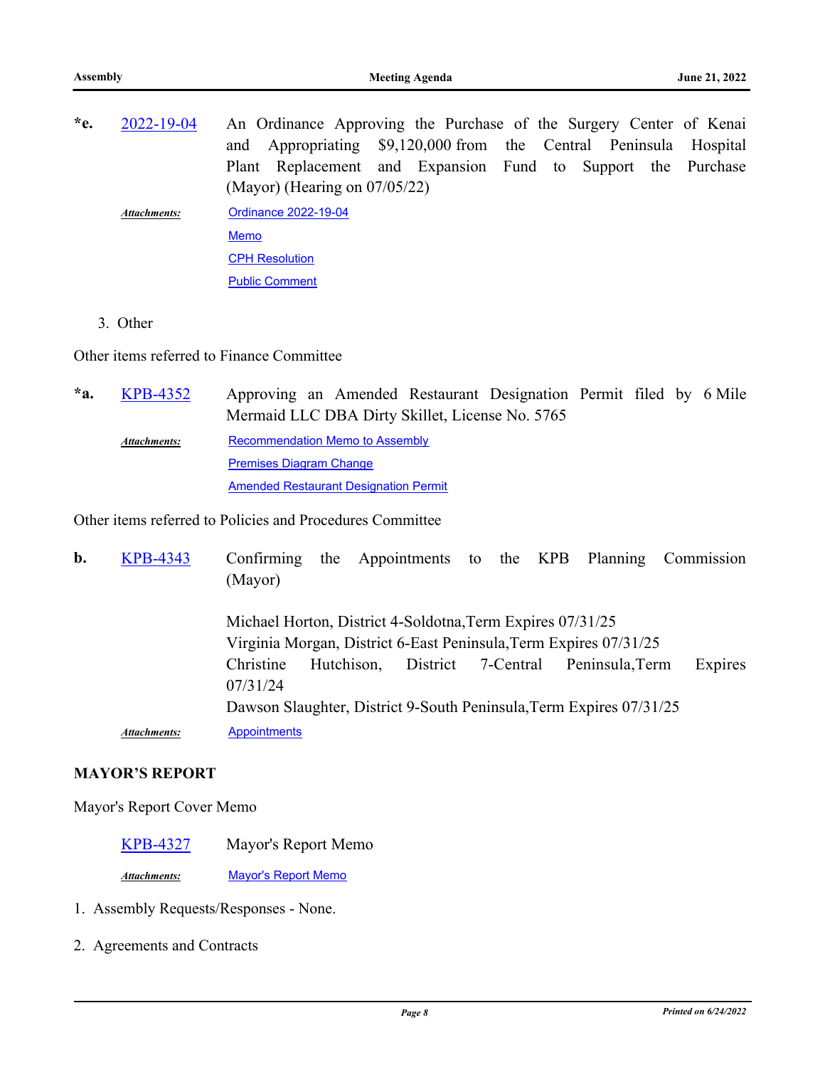**\*e.** 2022-19-04 An Ordinance Approving the Purchase of the Surgery Center of Kenai and Appropriating $9,120,000 from the Central Peninsula Hospital Plant Replacement and Expansion Fund to Support the Purchase (Mayor) (Hearing on 07/05/22)

*Attachments:* Ordinance 2022-19-04
Memo
CPH Resolution
Public Comment

3. Other

Other items referred to Finance Committee

**\*a.** KPB-4352 Approving an Amended Restaurant Designation Permit filed by 6 Mile Mermaid LLC DBA Dirty Skillet, License No. 5765

*Attachments:* Recommendation Memo to Assembly
Premises Diagram Change
Amended Restaurant Designation Permit

Other items referred to Policies and Procedures Committee

**b.** KPB-4343 Confirming the Appointments to the KPB Planning Commission (Mayor)

Michael Horton, District 4-Soldotna,Term Expires 07/31/25
Virginia Morgan, District 6-East Peninsula,Term Expires 07/31/25
Christine Hutchison, District 7-Central Peninsula,Term Expires 07/31/24
Dawson Slaughter, District 9-South Peninsula,Term Expires 07/31/25

*Attachments:* Appointments

**MAYOR'S REPORT**

Mayor's Report Cover Memo

KPB-4327 Mayor's Report Memo

*Attachments:* Mayor's Report Memo

1. Assembly Requests/Responses - None.

2. Agreements and Contracts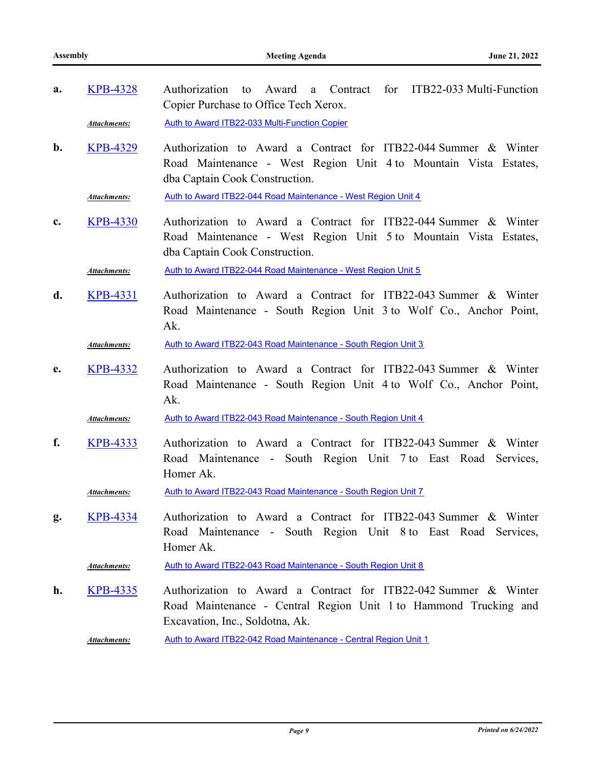**a.** KPB-4328 Authorization to Award a Contract for ITB22-033 Multi-Function Copier Purchase to Office Tech Xerox.

*Attachments:* Auth to Award ITB22-033 Multi-Function Copier

**b.** KPB-4329 Authorization to Award a Contract for ITB22-044 Summer & Winter Road Maintenance - West Region Unit 4 to Mountain Vista Estates, dba Captain Cook Construction.

*Attachments:* Auth to Award ITB22-044 Road Maintenance - West Region Unit 4

**c.** KPB-4330 Authorization to Award a Contract for ITB22-044 Summer & Winter Road Maintenance - West Region Unit 5 to Mountain Vista Estates, dba Captain Cook Construction.

*Attachments:* Auth to Award ITB22-044 Road Maintenance - West Region Unit 5

**d.** KPB-4331 Authorization to Award a Contract for ITB22-043 Summer & Winter Road Maintenance - South Region Unit 3 to Wolf Co., Anchor Point, Ak.

*Attachments:* Auth to Award ITB22-043 Road Maintenance - South Region Unit 3

**e.** KPB-4332 Authorization to Award a Contract for ITB22-043 Summer & Winter Road Maintenance - South Region Unit 4 to Wolf Co., Anchor Point, Ak.

*Attachments:* Auth to Award ITB22-043 Road Maintenance - South Region Unit 4

**f.** KPB-4333 Authorization to Award a Contract for ITB22-043 Summer & Winter Road Maintenance - South Region Unit 7 to East Road Services, Homer Ak.

*Attachments:* Auth to Award ITB22-043 Road Maintenance - South Region Unit 7

**g.** KPB-4334 Authorization to Award a Contract for ITB22-043 Summer & Winter Road Maintenance - South Region Unit 8 to East Road Services, Homer Ak.

*Attachments:* Auth to Award ITB22-043 Road Maintenance - South Region Unit 8

**h.** KPB-4335 Authorization to Award a Contract for ITB22-042 Summer & Winter Road Maintenance - Central Region Unit 1 to Hammond Trucking and Excavation, Inc., Soldotna, Ak.

*Attachments:* Auth to Award ITB22-042 Road Maintenance - Central Region Unit 1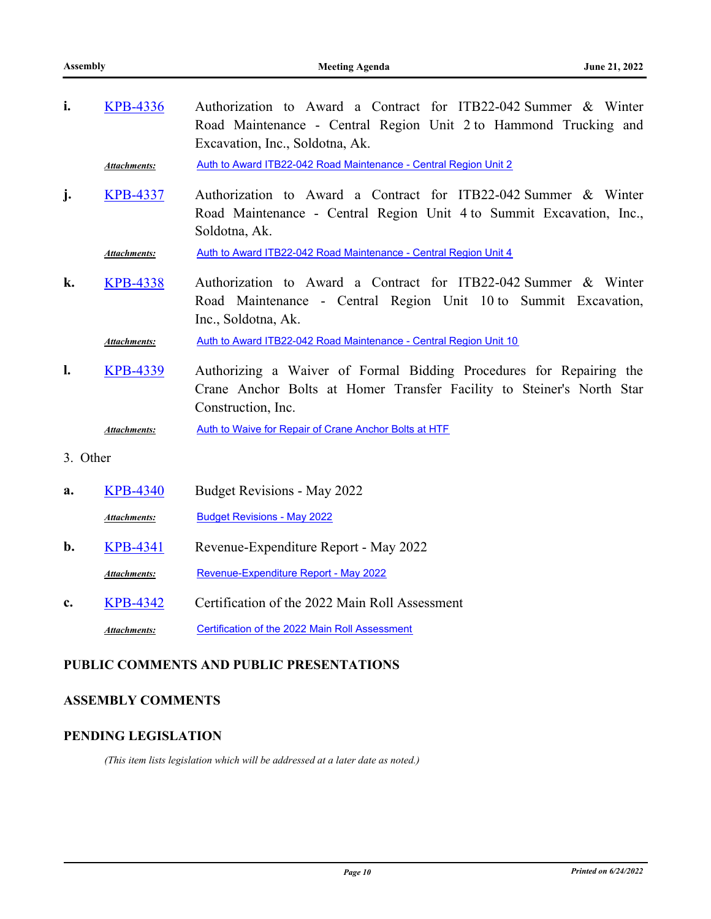**i.** KPB-4336 Authorization to Award a Contract for ITB22-042 Summer & Winter Road Maintenance - Central Region Unit 2 to Hammond Trucking and Excavation, Inc., Soldotna, Ak.

*Attachments:* Auth to Award ITB22-042 Road Maintenance - Central Region Unit 2

**j.** KPB-4337 Authorization to Award a Contract for ITB22-042 Summer & Winter Road Maintenance - Central Region Unit 4 to Summit Excavation, Inc., Soldotna, Ak.

*Attachments:* Auth to Award ITB22-042 Road Maintenance - Central Region Unit 4

**k.** KPB-4338 Authorization to Award a Contract for ITB22-042 Summer & Winter Road Maintenance - Central Region Unit 10 to Summit Excavation, Inc., Soldotna, Ak.

*Attachments:* Auth to Award ITB22-042 Road Maintenance - Central Region Unit 10

**l.** KPB-4339 Authorizing a Waiver of Formal Bidding Procedures for Repairing the Crane Anchor Bolts at Homer Transfer Facility to Steiner's North Star Construction, Inc.

*Attachments:* Auth to Waive for Repair of Crane Anchor Bolts at HTF

3. Other

**a.** KPB-4340 Budget Revisions - May 2022

*Attachments:* Budget Revisions - May 2022

**b.** KPB-4341 Revenue-Expenditure Report - May 2022

*Attachments:* Revenue-Expenditure Report - May 2022

**c.** KPB-4342 Certification of the 2022 Main Roll Assessment

*Attachments:* Certification of the 2022 Main Roll Assessment

## PUBLIC COMMENTS AND PUBLIC PRESENTATIONS

## ASSEMBLY COMMENTS

## PENDING LEGISLATION

*(This item lists legislation which will be addressed at a later date as noted.)*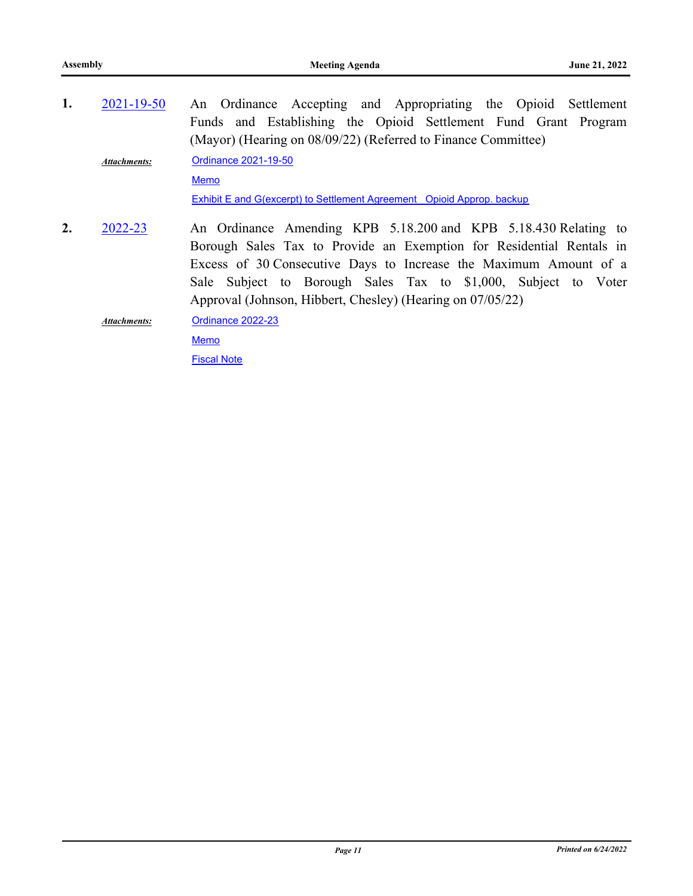1. **2021-19-50** An Ordinance Accepting and Appropriating the Opioid Settlement Funds and Establishing the Opioid Settlement Fund Grant Program (Mayor) (Hearing on 08/09/22) (Referred to Finance Committee)

   ***Attachments:*** Ordinance 2021-19-50
   
   Memo
   
   Exhibit E and G(excerpt) to Settlement Agreement  Opioid Approp. backup

2. **2022-23** An Ordinance Amending KPB 5.18.200 and KPB 5.18.430 Relating to Borough Sales Tax to Provide an Exemption for Residential Rentals in Excess of 30 Consecutive Days to Increase the Maximum Amount of a Sale Subject to Borough Sales Tax to $1,000, Subject to Voter Approval (Johnson, Hibbert, Chesley) (Hearing on 07/05/22)

   ***Attachments:*** Ordinance 2022-23
   
   Memo
   
   Fiscal Note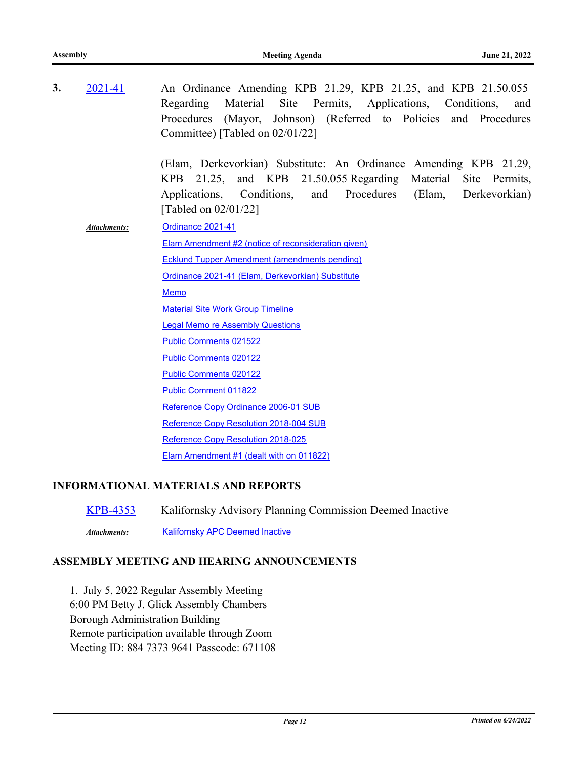**3.** 2021-41 An Ordinance Amending KPB 21.29, KPB 21.25, and KPB 21.50.055 Regarding Material Site Permits, Applications, Conditions, and Procedures (Mayor, Johnson) (Referred to Policies and Procedures Committee) [Tabled on 02/01/22]

(Elam, Derkevorkian) Substitute: An Ordinance Amending KPB 21.29, KPB 21.25, and KPB 21.50.055 Regarding Material Site Permits, Applications, Conditions, and Procedures (Elam, Derkevorkian) [Tabled on 02/01/22]

***Attachments:***
- Ordinance 2021-41
- Elam Amendment #2 (notice of reconsideration given)
- Ecklund Tupper Amendment (amendments pending)
- Ordinance 2021-41 (Elam, Derkevorkian) Substitute
- Memo
- Material Site Work Group Timeline
- Legal Memo re Assembly Questions
- Public Comments 021522
- Public Comments 020122
- Public Comments 020122
- Public Comment 011822
- Reference Copy Ordinance 2006-01 SUB
- Reference Copy Resolution 2018-004 SUB
- Reference Copy Resolution 2018-025
- Elam Amendment #1 (dealt with on 011822)

## INFORMATIONAL MATERIALS AND REPORTS

KPB-4353 Kalifornsky Advisory Planning Commission Deemed Inactive

***Attachments:*** Kalifornsky APC Deemed Inactive

## ASSEMBLY MEETING AND HEARING ANNOUNCEMENTS

1. July 5, 2022 Regular Assembly Meeting
6:00 PM Betty J. Glick Assembly Chambers
Borough Administration Building
Remote participation available through Zoom
Meeting ID: 884 7373 9641 Passcode: 671108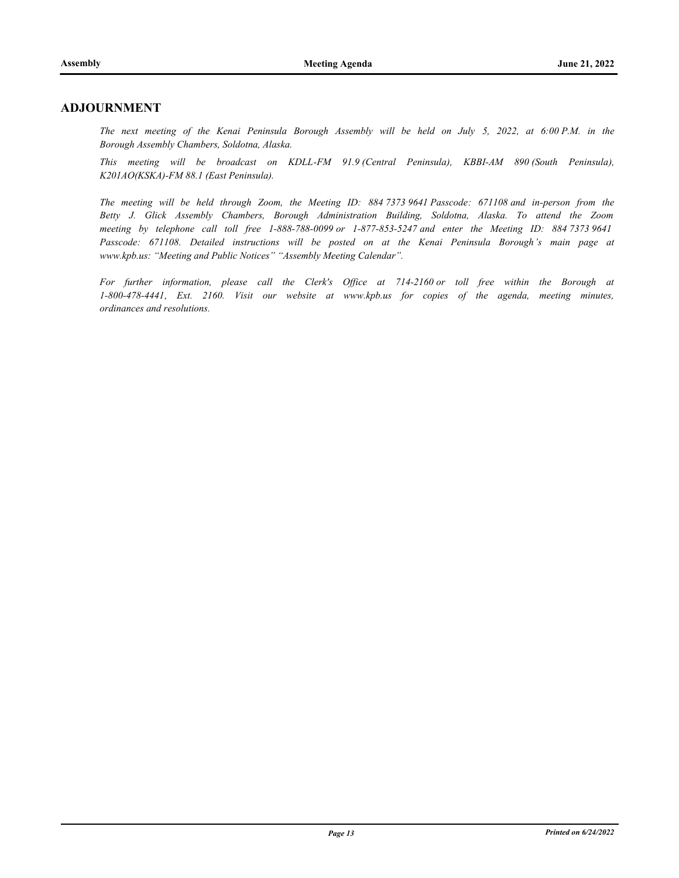## ADJOURNMENT

*The next meeting of the Kenai Peninsula Borough Assembly will be held on July 5, 2022, at 6:00 P.M. in the Borough Assembly Chambers, Soldotna, Alaska.*

*This meeting will be broadcast on KDLL-FM 91.9 (Central Peninsula), KBBI-AM 890 (South Peninsula), K201AO(KSKA)-FM 88.1 (East Peninsula).*

*The meeting will be held through Zoom, the Meeting ID: 884 7373 9641 Passcode: 671108 and in-person from the Betty J. Glick Assembly Chambers, Borough Administration Building, Soldotna, Alaska. To attend the Zoom meeting by telephone call toll free 1-888-788-0099 or 1-877-853-5247 and enter the Meeting ID: 884 7373 9641 Passcode: 671108. Detailed instructions will be posted on at the Kenai Peninsula Borough's main page at www.kpb.us: "Meeting and Public Notices" "Assembly Meeting Calendar".*

*For further information, please call the Clerk's Office at 714-2160 or toll free within the Borough at 1-800-478-4441, Ext. 2160. Visit our website at www.kpb.us for copies of the agenda, meeting minutes, ordinances and resolutions.*